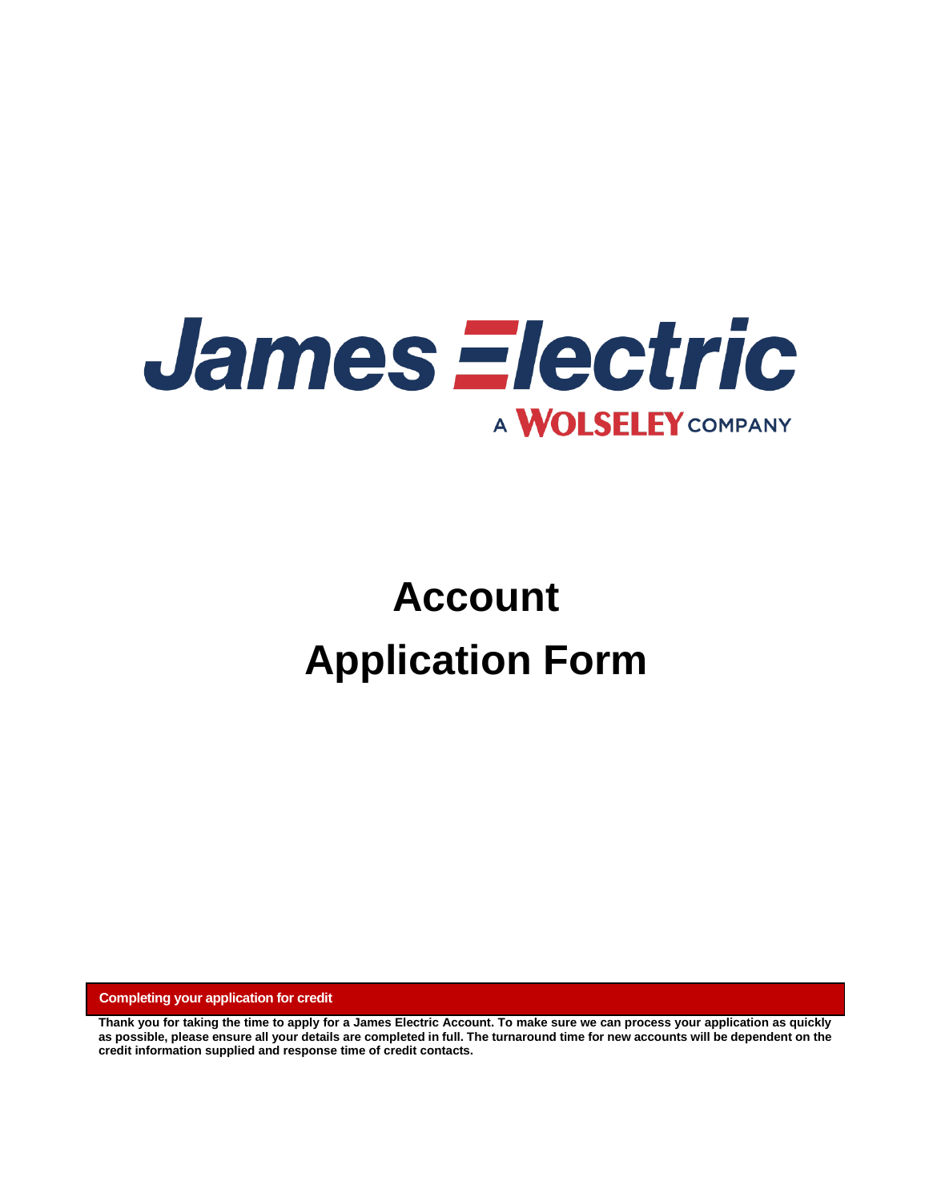James Electric

A WOLSELEY COMPANY

# Account Application Form

**Completing your application for credit**

**Thank you for taking the time to apply for a James Electric Account. To make sure we can process your application as quickly as possible, please ensure all your details are completed in full. The turnaround time for new accounts will be dependent on the credit information supplied and response time of credit contacts.**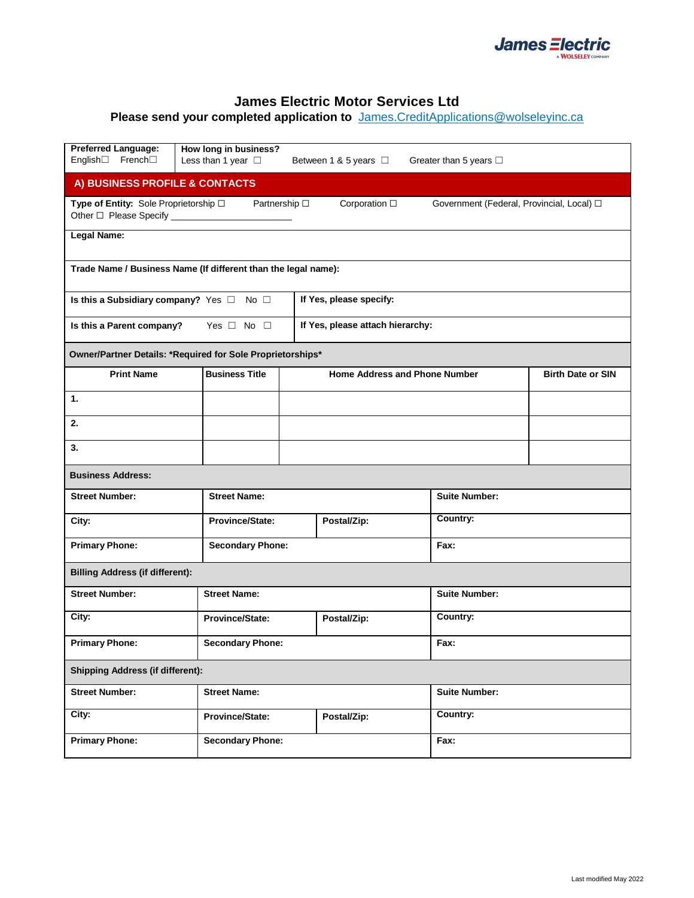# James Electric Motor Services Ltd

**Please send your completed application to** James.CreditApplications@wolseleyinc.ca

| **Preferred Language:** English☐ French☐ | **How long in business?** Less than 1 year ☐ Between 1 & 5 years ☐ Greater than 5 years ☐ |
|---|---|

## A) BUSINESS PROFILE & CONTACTS

**Type of Entity:** Sole Proprietorship ☐ Partnership ☐ Corporation ☐ Government (Federal, Provincial, Local) ☐ Other ☐ Please Specify ______________________

**Legal Name:**

**Trade Name / Business Name (If different than the legal name):**

| **Is this a Subsidiary company?** Yes ☐ No ☐ | **If Yes, please specify:** |
|---|---|
| **Is this a Parent company?** Yes ☐ No ☐ | **If Yes, please attach hierarchy:** |

**Owner/Partner Details: *Required for Sole Proprietorships***

| Print Name | Business Title | Home Address and Phone Number | Birth Date or SIN |
|---|---|---|---|
| 1. | | | |
| 2. | | | |
| 3. | | | |

**Business Address:**

| **Street Number:** | **Street Name:** | | **Suite Number:** |
|---|---|---|---|
| **City:** | **Province/State:** | **Postal/Zip:** | **Country:** |
| **Primary Phone:** | **Secondary Phone:** | | **Fax:** |

**Billing Address (if different):**

| **Street Number:** | **Street Name:** | | **Suite Number:** |
|---|---|---|---|
| **City:** | **Province/State:** | **Postal/Zip:** | **Country:** |
| **Primary Phone:** | **Secondary Phone:** | | **Fax:** |

**Shipping Address (if different):**

| **Street Number:** | **Street Name:** | | **Suite Number:** |
|---|---|---|---|
| **City:** | **Province/State:** | **Postal/Zip:** | **Country:** |
| **Primary Phone:** | **Secondary Phone:** | | **Fax:** |

Last modified May 2022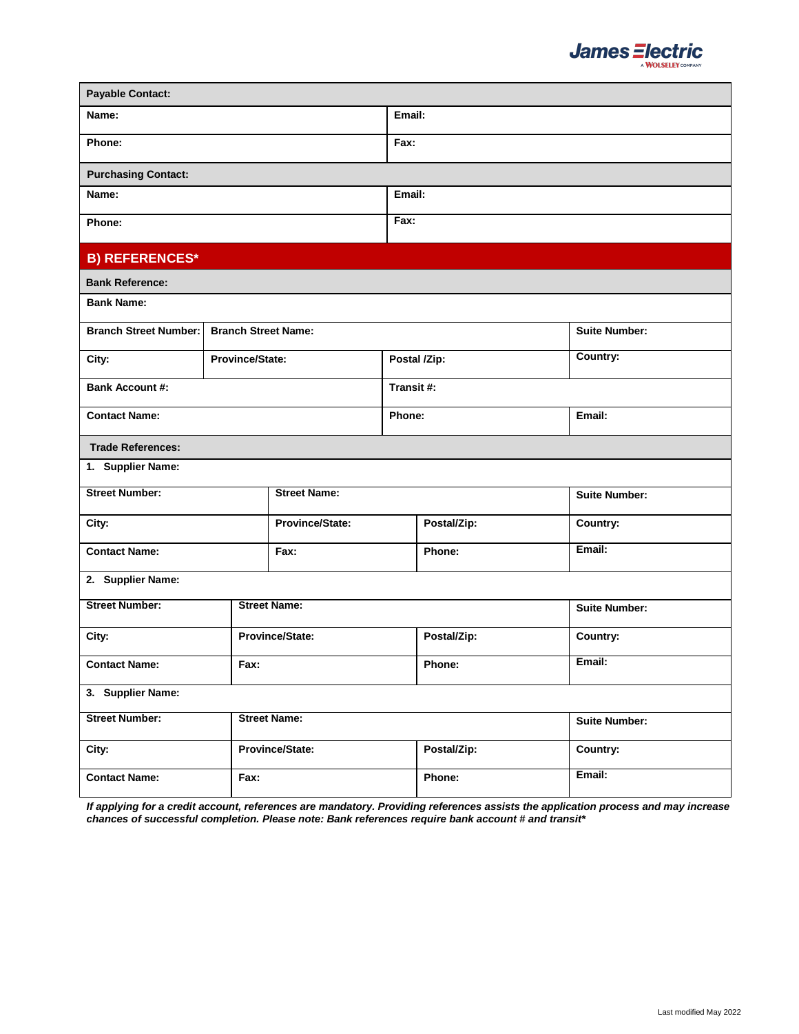| Payable Contact: | |
|---|---|
| Name: | Email: |
| Phone: | Fax: |

| Purchasing Contact: | |
|---|---|
| Name: | Email: |
| Phone: | Fax: |

## B) REFERENCES*

| Bank Reference: | | | |
|---|---|---|---|
| Bank Name: | | | |
| Branch Street Number: | Branch Street Name: | | Suite Number: |
| City: | Province/State: | Postal /Zip: | Country: |
| Bank Account #: | | Transit #: | |
| Contact Name: | | Phone: | Email: |

| Trade References: | | | |
|---|---|---|---|
| 1. Supplier Name: | | | |
| Street Number: | Street Name: | | Suite Number: |
| City: | Province/State: | Postal/Zip: | Country: |
| Contact Name: | Fax: | Phone: | Email: |
| 2. Supplier Name: | | | |
| Street Number: | Street Name: | | Suite Number: |
| City: | Province/State: | Postal/Zip: | Country: |
| Contact Name: | Fax: | Phone: | Email: |
| 3. Supplier Name: | | | |
| Street Number: | Street Name: | | Suite Number: |
| City: | Province/State: | Postal/Zip: | Country: |
| Contact Name: | Fax: | Phone: | Email: |

***If applying for a credit account, references are mandatory. Providing references assists the application process and may increase chances of successful completion. Please note: Bank references require bank account # and transit****

Last modified May 2022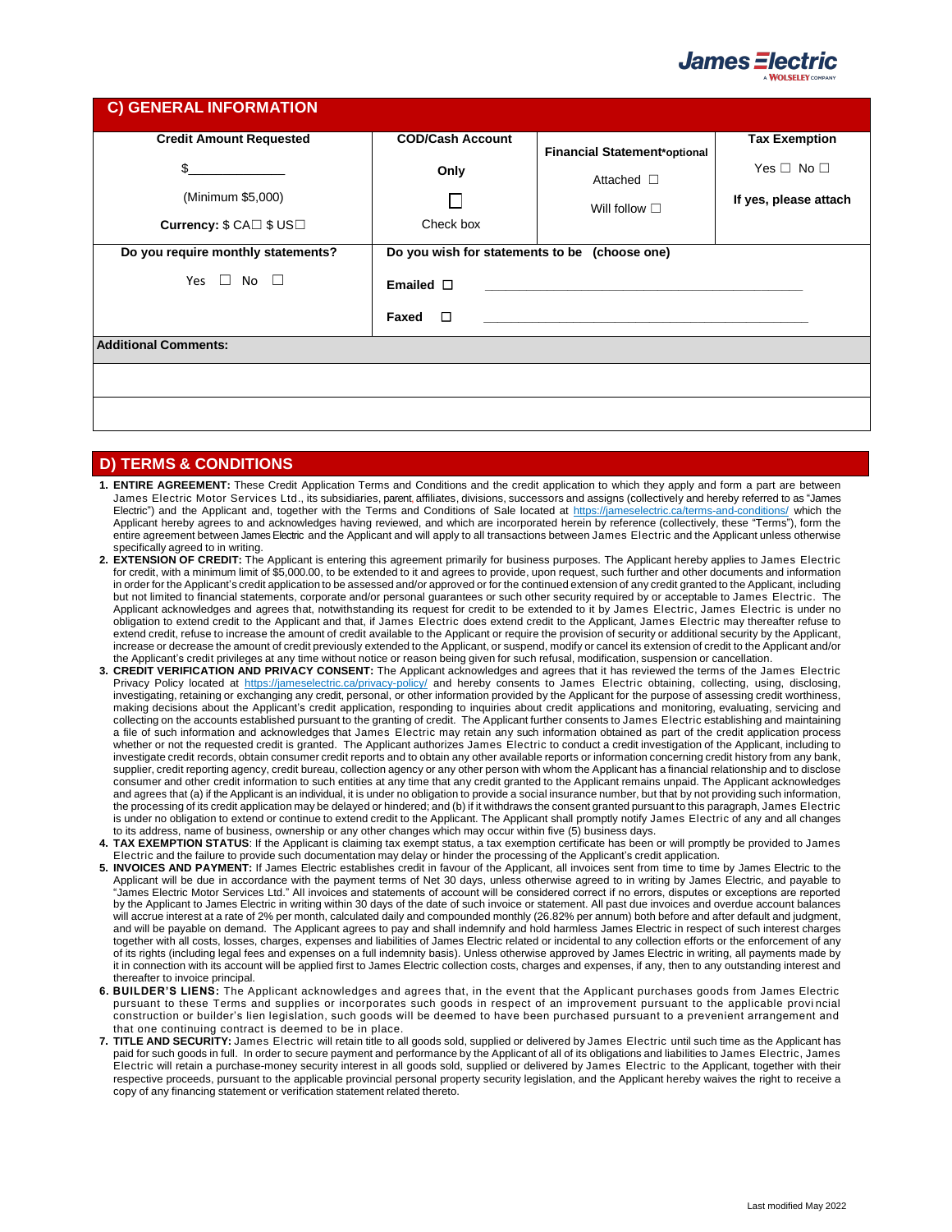## C) GENERAL INFORMATION

| Credit Amount Requested | COD/Cash Account | Financial Statement*optional | Tax Exemption |
|---|---|---|---|
| $______________ (Minimum $5,000) Currency: $ CA☐ $ US☐ | Only ☐ Check box | Attached ☐ Will follow ☐ | Yes ☐ No ☐ If yes, please attach |

| Do you require monthly statements? | Do you wish for statements to be (choose one) |
|---|---|
| Yes ☐ No ☐ | Emailed ☐ ______________________________ Faxed ☐ ______________________________ |

**Additional Comments:**

| |
|---|
| |
| |

## D) TERMS & CONDITIONS

1. **ENTIRE AGREEMENT:** These Credit Application Terms and Conditions and the credit application to which they apply and form a part are between James Electric Motor Services Ltd., its subsidiaries, parent, affiliates, divisions, successors and assigns (collectively and hereby referred to as "James Electric") and the Applicant and, together with the Terms and Conditions of Sale located at https://jameselectric.ca/terms-and-conditions/ which the Applicant hereby agrees to and acknowledges having reviewed, and which are incorporated herein by reference (collectively, these "Terms"), form the entire agreement between James Electric and the Applicant and will apply to all transactions between James Electric and the Applicant unless otherwise specifically agreed to in writing.
2. **EXTENSION OF CREDIT:** The Applicant is entering this agreement primarily for business purposes. The Applicant hereby applies to James Electric for credit, with a minimum limit of $5,000.00, to be extended to it and agrees to provide, upon request, such further and other documents and information in order for the Applicant's credit application to be assessed and/or approved or for the continued extension of any credit granted to the Applicant, including but not limited to financial statements, corporate and/or personal guarantees or such other security required by or acceptable to James Electric. The Applicant acknowledges and agrees that, notwithstanding its request for credit to be extended to it by James Electric, James Electric is under no obligation to extend credit to the Applicant and that, if James Electric does extend credit to the Applicant, James Electric may thereafter refuse to extend credit, refuse to increase the amount of credit available to the Applicant or require the provision of security or additional security by the Applicant, increase or decrease the amount of credit previously extended to the Applicant, or suspend, modify or cancel its extension of credit to the Applicant and/or the Applicant's credit privileges at any time without notice or reason being given for such refusal, modification, suspension or cancellation.
3. **CREDIT VERIFICATION AND PRIVACY CONSENT:** The Applicant acknowledges and agrees that it has reviewed the terms of the James Electric Privacy Policy located at https://jameselectric.ca/privacy-policy/ and hereby consents to James Electric obtaining, collecting, using, disclosing, investigating, retaining or exchanging any credit, personal, or other information provided by the Applicant for the purpose of assessing credit worthiness, making decisions about the Applicant's credit application, responding to inquiries about credit applications and monitoring, evaluating, servicing and collecting on the accounts established pursuant to the granting of credit. The Applicant further consents to James Electric establishing and maintaining a file of such information and acknowledges that James Electric may retain any such information obtained as part of the credit application process whether or not the requested credit is granted. The Applicant authorizes James Electric to conduct a credit investigation of the Applicant, including to investigate credit records, obtain consumer credit reports and to obtain any other available reports or information concerning credit history from any bank, supplier, credit reporting agency, credit bureau, collection agency or any other person with whom the Applicant has a financial relationship and to disclose consumer and other credit information to such entities at any time that any credit granted to the Applicant remains unpaid. The Applicant acknowledges and agrees that (a) if the Applicant is an individual, it is under no obligation to provide a social insurance number, but that by not providing such information, the processing of its credit application may be delayed or hindered; and (b) if it withdraws the consent granted pursuant to this paragraph, James Electric is under no obligation to extend or continue to extend credit to the Applicant. The Applicant shall promptly notify James Electric of any and all changes to its address, name of business, ownership or any other changes which may occur within five (5) business days.
4. **TAX EXEMPTION STATUS**: If the Applicant is claiming tax exempt status, a tax exemption certificate has been or will promptly be provided to James Electric and the failure to provide such documentation may delay or hinder the processing of the Applicant's credit application.
5. **INVOICES AND PAYMENT:** If James Electric establishes credit in favour of the Applicant, all invoices sent from time to time by James Electric to the Applicant will be due in accordance with the payment terms of Net 30 days, unless otherwise agreed to in writing by James Electric, and payable to "James Electric Motor Services Ltd." All invoices and statements of account will be considered correct if no errors, disputes or exceptions are reported by the Applicant to James Electric in writing within 30 days of the date of such invoice or statement. All past due invoices and overdue account balances will accrue interest at a rate of 2% per month, calculated daily and compounded monthly (26.82% per annum) both before and after default and judgment, and will be payable on demand. The Applicant agrees to pay and shall indemnify and hold harmless James Electric in respect of such interest charges together with all costs, losses, charges, expenses and liabilities of James Electric related or incidental to any collection efforts or the enforcement of any of its rights (including legal fees and expenses on a full indemnity basis). Unless otherwise approved by James Electric in writing, all payments made by it in connection with its account will be applied first to James Electric collection costs, charges and expenses, if any, then to any outstanding interest and thereafter to invoice principal.
6. **BUILDER'S LIENS:** The Applicant acknowledges and agrees that, in the event that the Applicant purchases goods from James Electric pursuant to these Terms and supplies or incorporates such goods in respect of an improvement pursuant to the applicable provincial construction or builder's lien legislation, such goods will be deemed to have been purchased pursuant to a prevenient arrangement and that one continuing contract is deemed to be in place.
7. **TITLE AND SECURITY:** James Electric will retain title to all goods sold, supplied or delivered by James Electric until such time as the Applicant has paid for such goods in full. In order to secure payment and performance by the Applicant of all of its obligations and liabilities to James Electric, James Electric will retain a purchase-money security interest in all goods sold, supplied or delivered by James Electric to the Applicant, together with their respective proceeds, pursuant to the applicable provincial personal property security legislation, and the Applicant hereby waives the right to receive a copy of any financing statement or verification statement related thereto.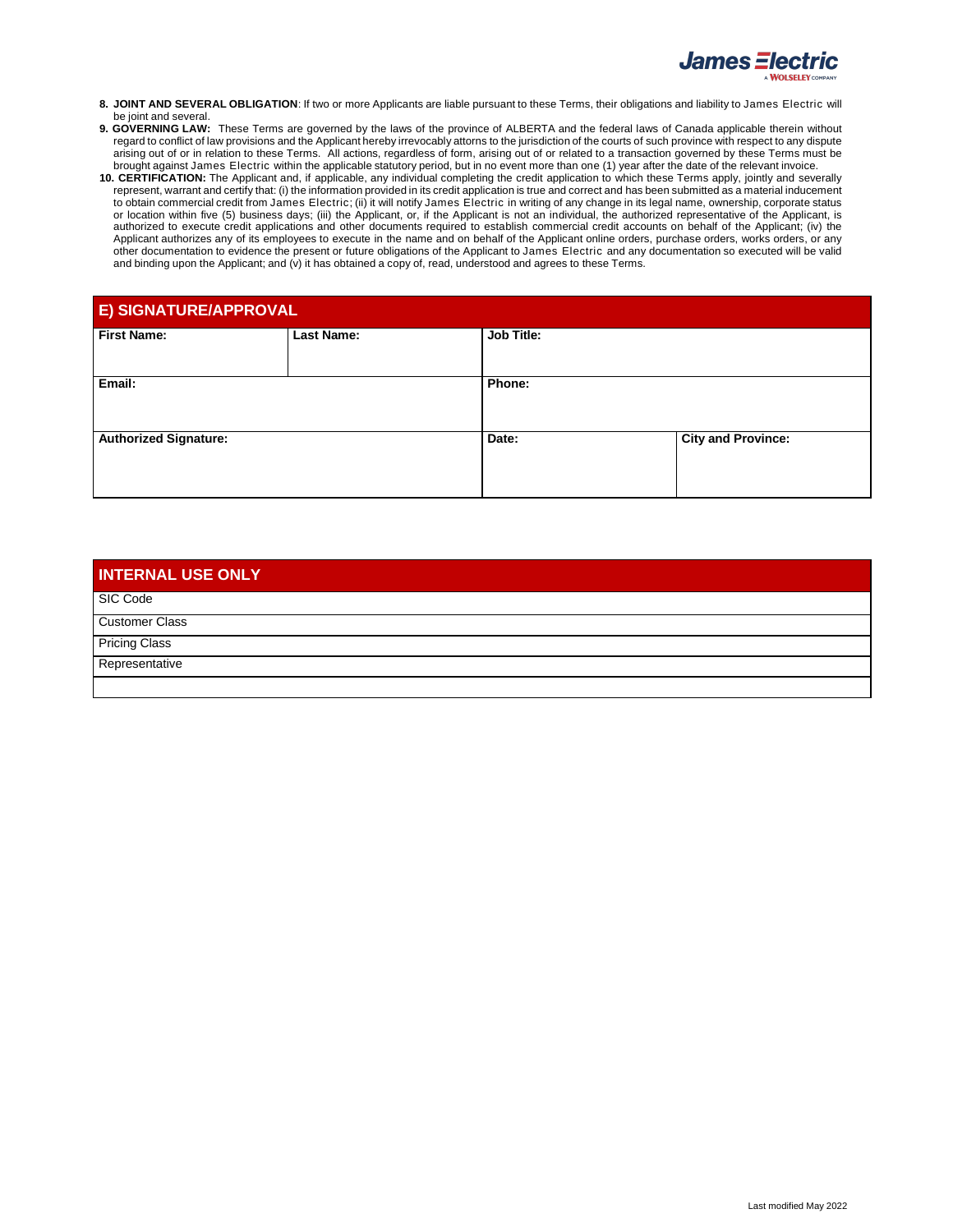8. **JOINT AND SEVERAL OBLIGATION**: If two or more Applicants are liable pursuant to these Terms, their obligations and liability to James Electric will be joint and several.
9. **GOVERNING LAW:** These Terms are governed by the laws of the province of ALBERTA and the federal laws of Canada applicable therein without regard to conflict of law provisions and the Applicant hereby irrevocably attorns to the jurisdiction of the courts of such province with respect to any dispute arising out of or in relation to these Terms. All actions, regardless of form, arising out of or related to a transaction governed by these Terms must be brought against James Electric within the applicable statutory period, but in no event more than one (1) year after the date of the relevant invoice.
10. **CERTIFICATION:** The Applicant and, if applicable, any individual completing the credit application to which these Terms apply, jointly and severally represent, warrant and certify that: (i) the information provided in its credit application is true and correct and has been submitted as a material inducement to obtain commercial credit from James Electric; (ii) it will notify James Electric in writing of any change in its legal name, ownership, corporate status or location within five (5) business days; (iii) the Applicant, or, if the Applicant is not an individual, the authorized representative of the Applicant, is authorized to execute credit applications and other documents required to establish commercial credit accounts on behalf of the Applicant; (iv) the Applicant authorizes any of its employees to execute in the name and on behalf of the Applicant online orders, purchase orders, works orders, or any other documentation to evidence the present or future obligations of the Applicant to James Electric and any documentation so executed will be valid and binding upon the Applicant; and (v) it has obtained a copy of, read, understood and agrees to these Terms.

## E) SIGNATURE/APPROVAL

| | | | |
|---|---|---|---|
| **First Name:** | **Last Name:** | **Job Title:** | |
| **Email:** | | **Phone:** | |
| **Authorized Signature:** | | **Date:** | **City and Province:** |

## INTERNAL USE ONLY

| |
|---|
| SIC Code |
| Customer Class |
| Pricing Class |
| Representative |
| |

Last modified May 2022